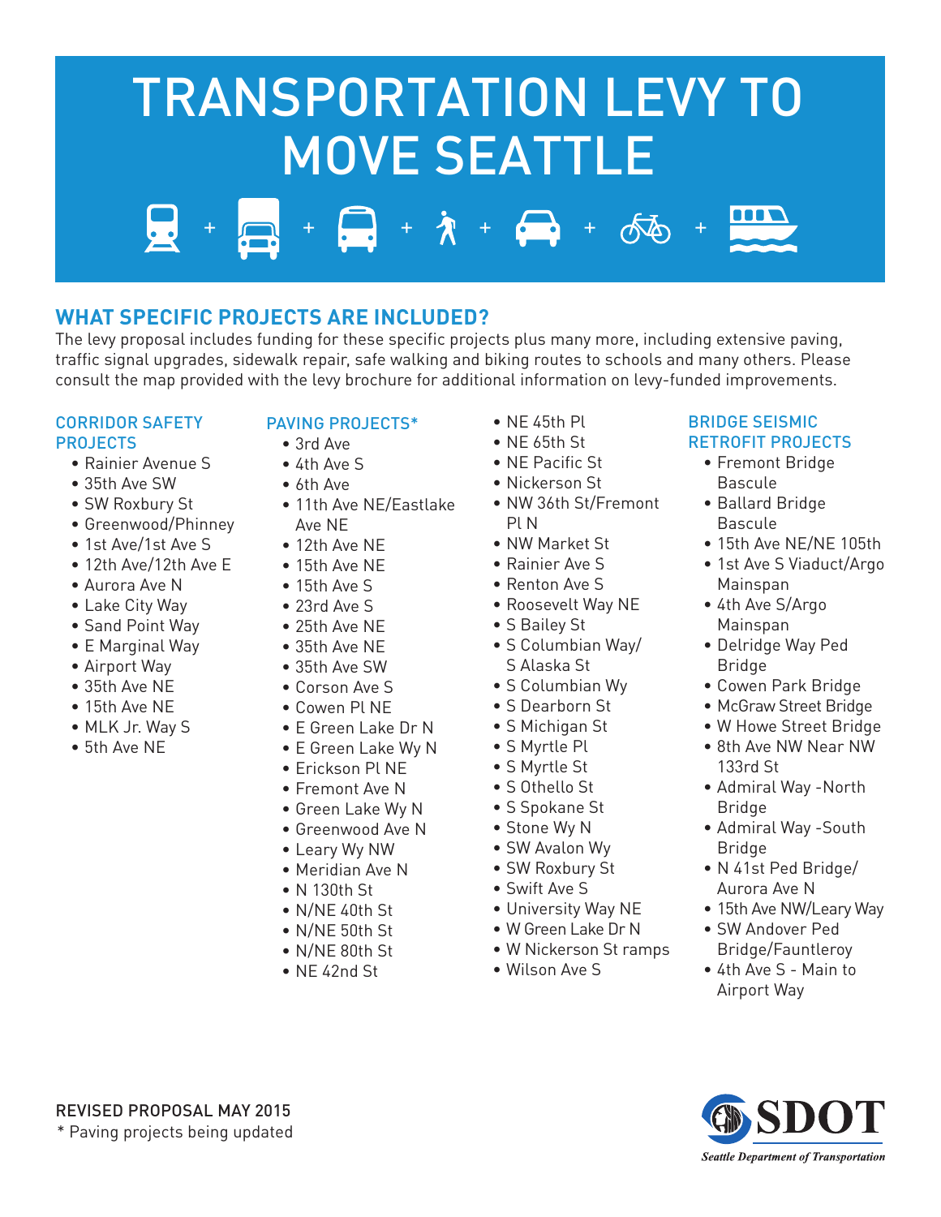# TRANSPORTATION LEVY TO MOVE SEATTLE

## WHAT SPECIFIC PROJECTS ARE INCLUDED?

The levy proposal includes funding for these specific projects plus many more, including extensive paving, traffic signal upgrades, sidewalk repair, safe walking and biking routes to schools and many others. Please consult the map provided with the levy brochure for additional information on levy-funded improvements.

### CORRIDOR SAFETY PROJECTS

- Rainier Avenue S
- 35th Ave SW
- SW Roxbury St
- Greenwood/Phinney
- 1st Ave/1st Ave S
- 12th Ave/12th Ave E
- Aurora Ave N
- Lake City Way
- Sand Point Way
- E Marginal Way
- Airport Way
- 35th Ave NE
- 15th Ave NE
- MLK Jr. Way S
- 5th Ave NE

### PAVING PROJECTS*

- 3rd Ave
- 4th Ave S
- 6th Ave
- 11th Ave NE/Eastlake Ave NE
- 12th Ave NE
- 15th Ave NE
- 15th Ave S
- 23rd Ave S
- 25th Ave NE
- 35th Ave NE
- 35th Ave SW
- Corson Ave S
- Cowen Pl NE
- E Green Lake Dr N
- E Green Lake Wy N
- Erickson Pl NE
- Fremont Ave N
- Green Lake Wy N
- Greenwood Ave N
- Leary Wy NW
- Meridian Ave N
- N 130th St
- N/NE 40th St
- N/NE 50th St
- N/NE 80th St
- NE 42nd St
- NE 45th Pl
- NE 65th St
- NE Pacific St
- Nickerson St
- NW 36th St/Fremont Pl N
- NW Market St
- Rainier Ave S
- Renton Ave S
- Roosevelt Way NE
- S Bailey St
- S Columbian Way/ S Alaska St
- S Columbian Wy
- S Dearborn St
- S Michigan St
- S Myrtle Pl
- S Myrtle St
- S Othello St
- S Spokane St
- Stone Wy N
- SW Avalon Wy
- SW Roxbury St
- Swift Ave S
- University Way NE
- W Green Lake Dr N
- W Nickerson St ramps
- Wilson Ave S

### BRIDGE SEISMIC RETROFIT PROJECTS

- Fremont Bridge Bascule
- Ballard Bridge Bascule
- 15th Ave NE/NE 105th
- 1st Ave S Viaduct/Argo Mainspan
- 4th Ave S/Argo Mainspan
- Delridge Way Ped Bridge
- Cowen Park Bridge
- McGraw Street Bridge
- W Howe Street Bridge
- 8th Ave NW Near NW 133rd St
- Admiral Way -North Bridge
- Admiral Way -South Bridge
- N 41st Ped Bridge/ Aurora Ave N
- 15th Ave NW/Leary Way
- SW Andover Ped Bridge/Fauntleroy
- 4th Ave S - Main to Airport Way

REVISED PROPOSAL MAY 2015

\* Paving projects being updated

SDOT

*Seattle Department of Transportation*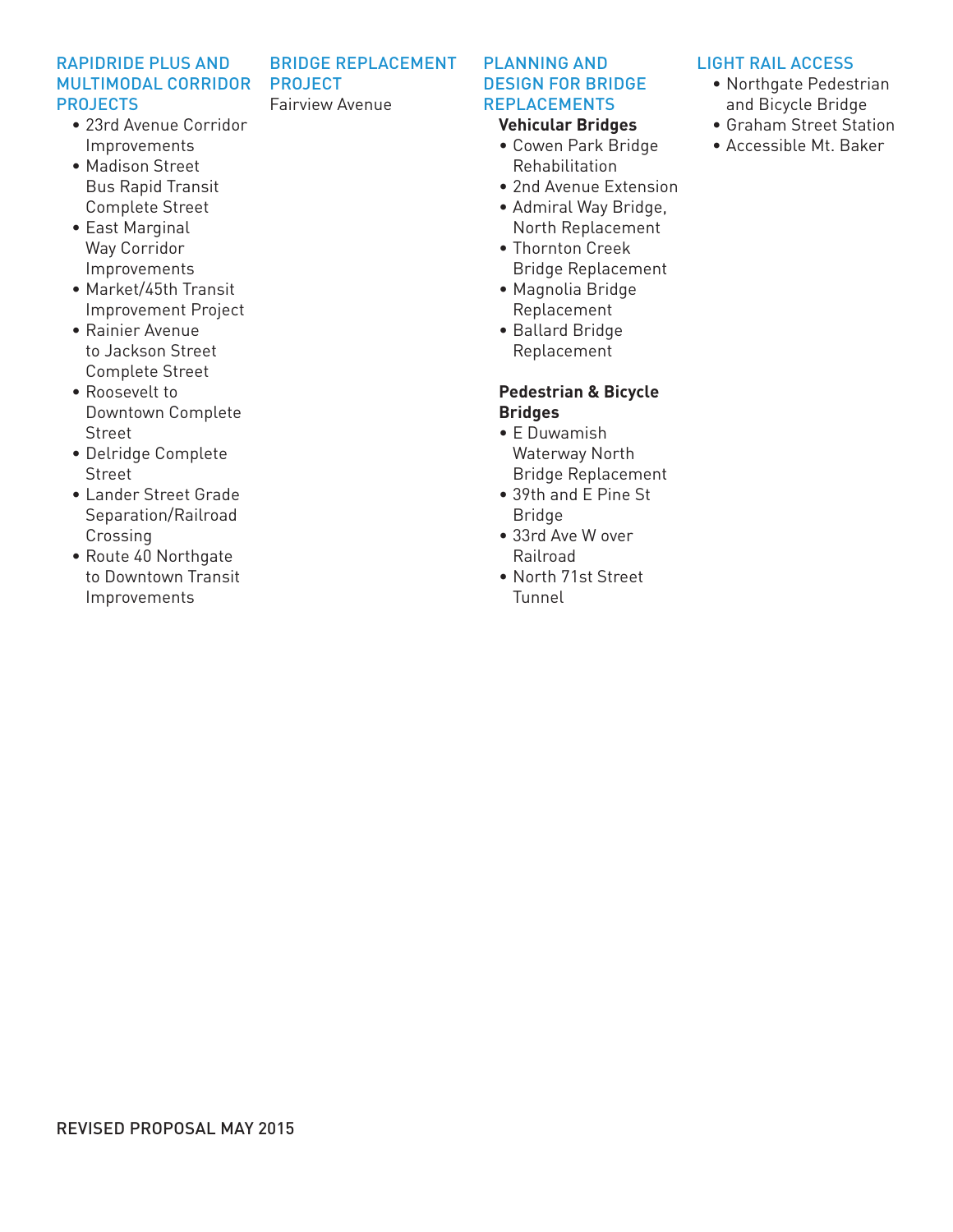## RAPIDRIDE PLUS AND MULTIMODAL CORRIDOR PROJECTS

- 23rd Avenue Corridor Improvements
- Madison Street Bus Rapid Transit Complete Street
- East Marginal Way Corridor Improvements
- Market/45th Transit Improvement Project
- Rainier Avenue to Jackson Street Complete Street
- Roosevelt to Downtown Complete Street
- Delridge Complete Street
- Lander Street Grade Separation/Railroad Crossing
- Route 40 Northgate to Downtown Transit Improvements

## BRIDGE REPLACEMENT PROJECT

Fairview Avenue

## PLANNING AND DESIGN FOR BRIDGE REPLACEMENTS

**Vehicular Bridges**

- Cowen Park Bridge Rehabilitation
- 2nd Avenue Extension
- Admiral Way Bridge, North Replacement
- Thornton Creek Bridge Replacement
- Magnolia Bridge Replacement
- Ballard Bridge Replacement

**Pedestrian & Bicycle Bridges**

- E Duwamish Waterway North Bridge Replacement
- 39th and E Pine St Bridge
- 33rd Ave W over Railroad
- North 71st Street Tunnel

## LIGHT RAIL ACCESS

- Northgate Pedestrian and Bicycle Bridge
- Graham Street Station
- Accessible Mt. Baker

REVISED PROPOSAL MAY 2015